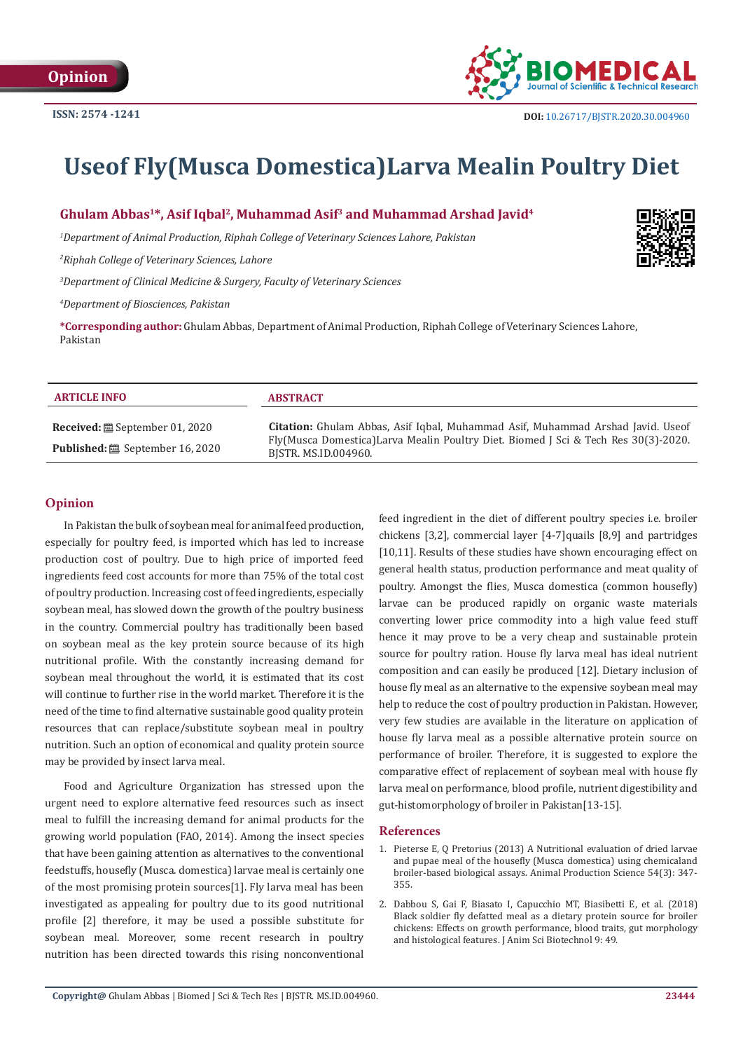Opinion

ISSN: 2574 -1241

DOI: 10.26717/BJSTR.2020.30.004960

# Useof Fly(Musca Domestica)Larva Mealin Poultry Diet

**Ghulam Abbas[1]*, Asif Iqbal[2], Muhammad Asif[3] and Muhammad Arshad Javid[4]**

[1]*Department of Animal Production, Riphah College of Veterinary Sciences Lahore, Pakistan*

[2]*Riphah College of Veterinary Sciences, Lahore*

[3]*Department of Clinical Medicine & Surgery, Faculty of Veterinary Sciences*

[4]*Department of Biosciences, Pakistan*

***Corresponding author:** Ghulam Abbas, Department of Animal Production, Riphah College of Veterinary Sciences Lahore, Pakistan

| ARTICLE INFO | ABSTRACT |
|---|---|
| **Received:** September 01, 2020<br>**Published:** September 16, 2020 | **Citation:** Ghulam Abbas, Asif Iqbal, Muhammad Asif, Muhammad Arshad Javid. Useof Fly(Musca Domestica)Larva Mealin Poultry Diet. Biomed J Sci & Tech Res 30(3)-2020. BJSTR. MS.ID.004960. |

## Opinion

In Pakistan the bulk of soybean meal for animal feed production, especially for poultry feed, is imported which has led to increase production cost of poultry. Due to high price of imported feed ingredients feed cost accounts for more than 75% of the total cost of poultry production. Increasing cost of feed ingredients, especially soybean meal, has slowed down the growth of the poultry business in the country. Commercial poultry has traditionally been based on soybean meal as the key protein source because of its high nutritional profile. With the constantly increasing demand for soybean meal throughout the world, it is estimated that its cost will continue to further rise in the world market. Therefore it is the need of the time to find alternative sustainable good quality protein resources that can replace/substitute soybean meal in poultry nutrition. Such an option of economical and quality protein source may be provided by insect larva meal.

Food and Agriculture Organization has stressed upon the urgent need to explore alternative feed resources such as insect meal to fulfill the increasing demand for animal products for the growing world population (FAO, 2014). Among the insect species that have been gaining attention as alternatives to the conventional feedstuffs, housefly (Musca. domestica) larvae meal is certainly one of the most promising protein sources[1]. Fly larva meal has been investigated as appealing for poultry due to its good nutritional profile [2] therefore, it may be used a possible substitute for soybean meal. Moreover, some recent research in poultry nutrition has been directed towards this rising nonconventional feed ingredient in the diet of different poultry species i.e. broiler chickens [3,2], commercial layer [4-7]quails [8,9] and partridges [10,11]. Results of these studies have shown encouraging effect on general health status, production performance and meat quality of poultry. Amongst the flies, Musca domestica (common housefly) larvae can be produced rapidly on organic waste materials converting lower price commodity into a high value feed stuff hence it may prove to be a very cheap and sustainable protein source for poultry ration. House fly larva meal has ideal nutrient composition and can easily be produced [12]. Dietary inclusion of house fly meal as an alternative to the expensive soybean meal may help to reduce the cost of poultry production in Pakistan. However, very few studies are available in the literature on application of house fly larva meal as a possible alternative protein source on performance of broiler. Therefore, it is suggested to explore the comparative effect of replacement of soybean meal with house fly larva meal on performance, blood profile, nutrient digestibility and gut-histomorphology of broiler in Pakistan[13-15].

## References

1. Pieterse E, Q Pretorius (2013) A Nutritional evaluation of dried larvae and pupae meal of the housefly (Musca domestica) using chemicaland broiler-based biological assays. Animal Production Science 54(3): 347-355.
2. Dabbou S, Gai F, Biasato I, Capucchio MT, Biasibetti E, et al. (2018) Black soldier fly defatted meal as a dietary protein source for broiler chickens: Effects on growth performance, blood traits, gut morphology and histological features. J Anim Sci Biotechnol 9: 49.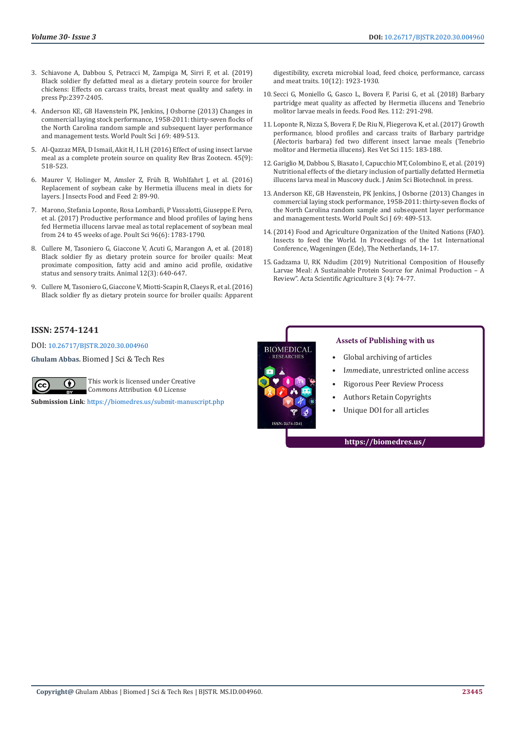3. Schiavone A, Dabbou S, Petracci M, Zampiga M, Sirri F, et al. (2019) Black soldier fly defatted meal as a dietary protein source for broiler chickens: Effects on carcass traits, breast meat quality and safety. in press Pp:2397-2405.

4. Anderson KE, GB Havenstein PK, Jenkins, J Osborne (2013) Changes in commercial laying stock performance, 1958-2011: thirty-seven flocks of the North Carolina random sample and subsequent layer performance and management tests. World Poult Sci J 69: 489-513.

5. Al-Qazzaz MFA, D Ismail, Akit H, I L H (2016) Effect of using insect larvae meal as a complete protein source on quality Rev Bras Zootecn. 45(9): 518-523.

6. Maurer V, Holinger M, Amsler Z, Früh B, Wohlfahrt J, et al. (2016) Replacement of soybean cake by Hermetia illucens meal in diets for layers. J Insects Food and Feed 2: 89-90.

7. Marono, Stefania Loponte, Rosa Lombardi, P Vassalotti, Giuseppe E Pero, et al. (2017) Productive performance and blood profiles of laying hens fed Hermetia illucens larvae meal as total replacement of soybean meal from 24 to 45 weeks of age. Poult Sci 96(6): 1783-1790.

8. Cullere M, Tasoniero G, Giaccone V, Acuti G, Marangon A, et al. (2018) Black soldier fly as dietary protein source for broiler quails: Meat proximate composition, fatty acid and amino acid profile, oxidative status and sensory traits. Animal 12(3): 640-647.

9. Cullere M, Tasoniero G, Giaccone V, Miotti-Scapin R, Claeys R, et al. (2016) Black soldier fly as dietary protein source for broiler quails: Apparent digestibility, excreta microbial load, feed choice, performance, carcass and meat traits. 10(12): 1923-1930.

10. Secci G, Moniello G, Gasco L, Bovera F, Parisi G, et al. (2018) Barbary partridge meat quality as affected by Hermetia illucens and Tenebrio molitor larvae meals in feeds. Food Res. 112: 291-298.

11. Loponte R, Nizza S, Bovera F, De Riu N, Fliegerova K, et al. (2017) Growth performance, blood profiles and carcass traits of Barbary partridge (Alectoris barbara) fed two different insect larvae meals (Tenebrio molitor and Hermetia illucens). Res Vet Sci 115: 183-188.

12. Gariglio M, Dabbou S, Biasato I, Capucchio MT, Colombino E, et al. (2019) Nutritional effects of the dietary inclusion of partially defatted Hermetia illucens larva meal in Muscovy duck. J Anim Sci Biotechnol. in press.

13. Anderson KE, GB Havenstein, PK Jenkins, J Osborne (2013) Changes in commercial laying stock performance, 1958-2011: thirty-seven flocks of the North Carolina random sample and subsequent layer performance and management tests. World Poult Sci J 69: 489-513.

14. (2014) Food and Agriculture Organization of the United Nations (FAO). Insects to feed the World. In Proceedings of the 1st International Conference, Wageningen (Ede), The Netherlands, 14-17.

15. Gadzama U, RK Ndudim (2019) Nutritional Composition of Housefly Larvae Meal: A Sustainable Protein Source for Animal Production – A Review". Acta Scientific Agriculture 3 (4): 74-77.

**ISSN: 2574-1241**

DOI: 10.26717/BJSTR.2020.30.004960

**Ghulam Abbas.** Biomed J Sci & Tech Res

This work is licensed under Creative Commons Attribution 4.0 License

**Submission Link**: https://biomedres.us/submit-manuscript.php

**Assets of Publishing with us**

- Global archiving of articles
- Immediate, unrestricted online access
- Rigorous Peer Review Process
- Authors Retain Copyrights
- Unique DOI for all articles

**https://biomedres.us/**